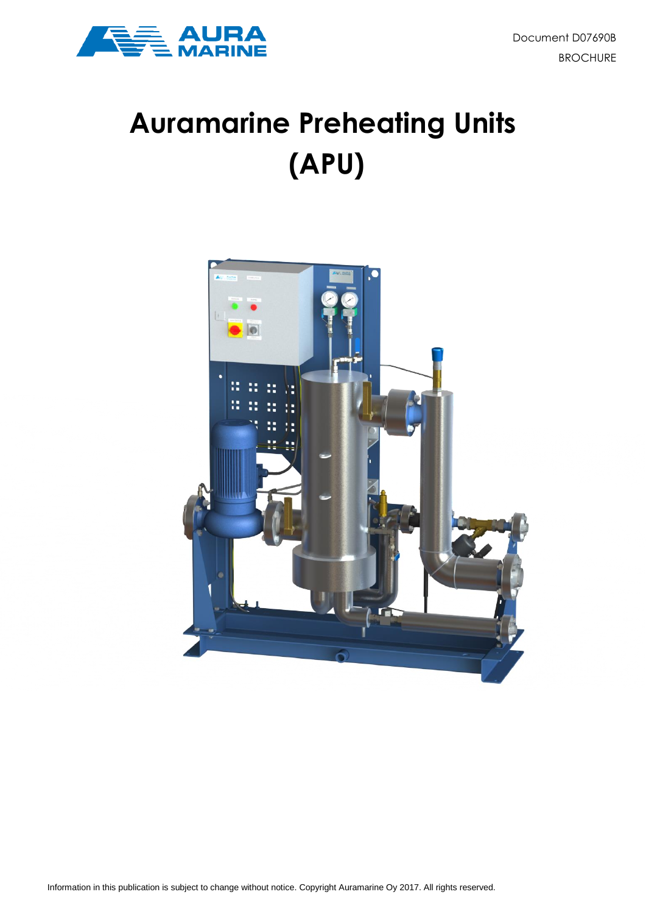Document D07690B

BROCHURE

# Auramarine Preheating Units (APU)

Information in this publication is subject to change without notice. Copyright Auramarine Oy 2017. All rights reserved.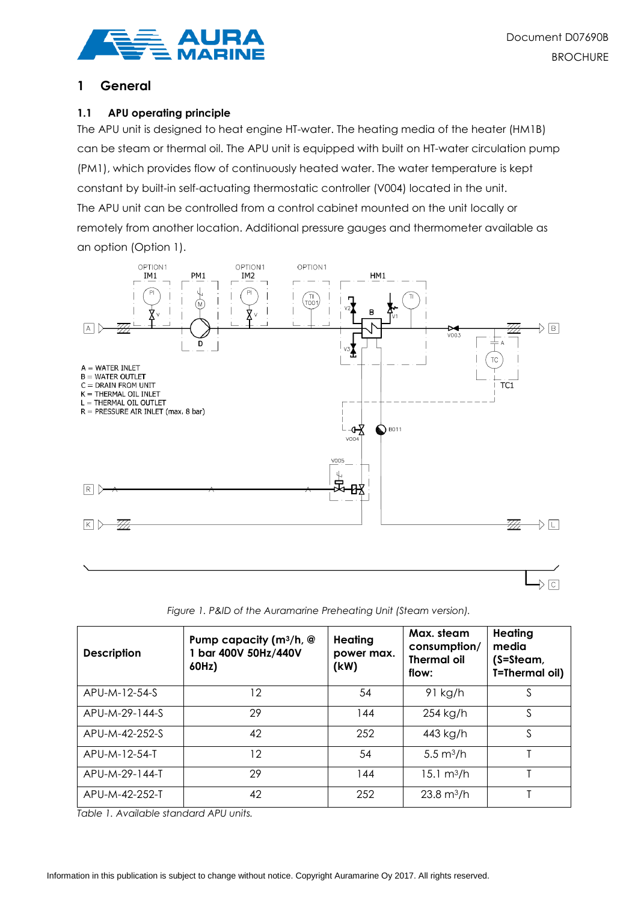# 1 General

## 1.1 APU operating principle

The APU unit is designed to heat engine HT-water. The heating media of the heater (HM1B) can be steam or thermal oil. The APU unit is equipped with built on HT-water circulation pump (PM1), which provides flow of continuously heated water. The water temperature is kept constant by built-in self-actuating thermostatic controller (V004) located in the unit.
The APU unit can be controlled from a control cabinet mounted on the unit locally or remotely from another location. Additional pressure gauges and thermometer available as an option (Option 1).

A = WATER INLET
B = WATER OUTLET
C = DRAIN FROM UNIT
K = THERMAL OIL INLET
L = THERMAL OIL OUTLET
R = PRESSURE AIR INLET (max. 8 bar)

*Figure 1. P&ID of the Auramarine Preheating Unit (Steam version).*

| Description | Pump capacity ($m^3/h$, @ 1 bar 400V 50Hz/440V 60Hz) | Heating power max. (kW) | Max. steam consumption/ Thermal oil flow: | Heating media (S=Steam, T=Thermal oil) |
|---|---|---|---|---|
| APU-M-12-54-S | 12 | 54 | 91 kg/h | S |
| APU-M-29-144-S | 29 | 144 | 254 kg/h | S |
| APU-M-42-252-S | 42 | 252 | 443 kg/h | S |
| APU-M-12-54-T | 12 | 54 | 5.5 $m^3/h$ | T |
| APU-M-29-144-T | 29 | 144 | 15.1 $m^3/h$ | T |
| APU-M-42-252-T | 42 | 252 | 23.8 $m^3/h$ | T |

*Table 1. Available standard APU units.*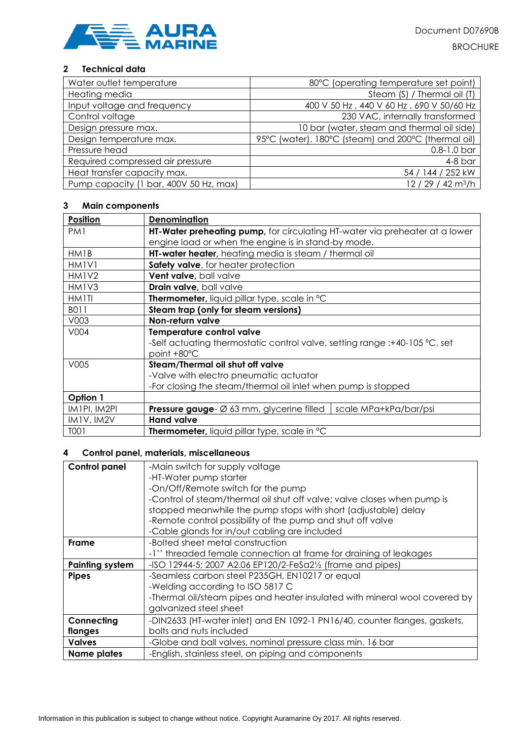## 2 Technical data

| | |
|---|---|
| Water outlet temperature | 80°C (operating temperature set point) |
| Heating media | Steam (S) / Thermal oil (T) |
| Input voltage and frequency | 400 V 50 Hz , 440 V 60 Hz , 690 V 50/60 Hz |
| Control voltage | 230 VAC, internally transformed |
| Design pressure max. | 10 bar (water, steam and thermal oil side) |
| Design temperature max. | 95°C (water), 180°C (steam) and 200°C (thermal oil) |
| Pressure head | 0.8-1.0 bar |
| Required compressed air pressure | 4-8 bar |
| Heat transfer capacity max. | 54 / 144 / 252 kW |
| Pump capacity (1 bar, 400V 50 Hz, max) | 12 / 29 / 42 m³/h |

## 3 Main components

| Position | Denomination | |
|---|---|---|
| PM1 | **HT-Water preheating pump,** for circulating HT-water via preheater at a lower engine load or when the engine is in stand-by mode. | |
| HM1B | **HT-water heater,** heating media is steam / thermal oil | |
| HM1V1 | **Safety valve**, for heater protection | |
| HM1V2 | **Vent valve,** ball valve | |
| HM1V3 | **Drain valve,** ball valve | |
| HM1TI | **Thermometer,** liquid pillar type, scale in °C | |
| B011 | **Steam trap (only for steam versions)** | |
| V003 | **Non-return valve** | |
| V004 | **Temperature control valve**<br>-Self actuating thermostatic control valve, setting range :+40-105 °C, set point +80°C | |
| V005 | **Steam/Thermal oil shut off valve**<br>-Valve with electro pneumatic actuator<br>-For closing the steam/thermal oil inlet when pump is stopped | |
| **Option 1** | | |
| IM1PI, IM2PI | **Pressure gauge**- Ø 63 mm, glycerine filled | scale MPa+kPa/bar/psi |
| IM1V, IM2V | **Hand valve** | |
| T001 | **Thermometer,** liquid pillar type, scale in °C | |

## 4 Control panel, materials, miscellaneous

| | |
|---|---|
| **Control panel** | -Main switch for supply voltage<br>-HT-Water pump starter<br>-On/Off/Remote switch for the pump<br>-Control of steam/thermal oil shut off valve; valve closes when pump is stopped meanwhile the pump stops with short (adjustable) delay<br>-Remote control possibility of the pump and shut off valve<br>-Cable glands for in/out cabling are included |
| **Frame** | -Bolted sheet metal construction<br>-1'' threaded female connection at frame for draining of leakages |
| **Painting system** | -ISO 12944-5; 2007 A2.06 EP120/2-FeSa2½ (frame and pipes) |
| **Pipes** | -Seamless carbon steel P235GH, EN10217 or equal<br>-Welding according to ISO 5817 C<br>-Thermal oil/steam pipes and heater insulated with mineral wool covered by galvanized steel sheet |
| **Connecting flanges** | -DIN2633 (HT-water inlet) and EN 1092-1 PN16/40, counter flanges, gaskets, bolts and nuts included |
| **Valves** | -Globe and ball valves, nominal pressure class min. 16 bar |
| **Name plates** | -English, stainless steel, on piping and components |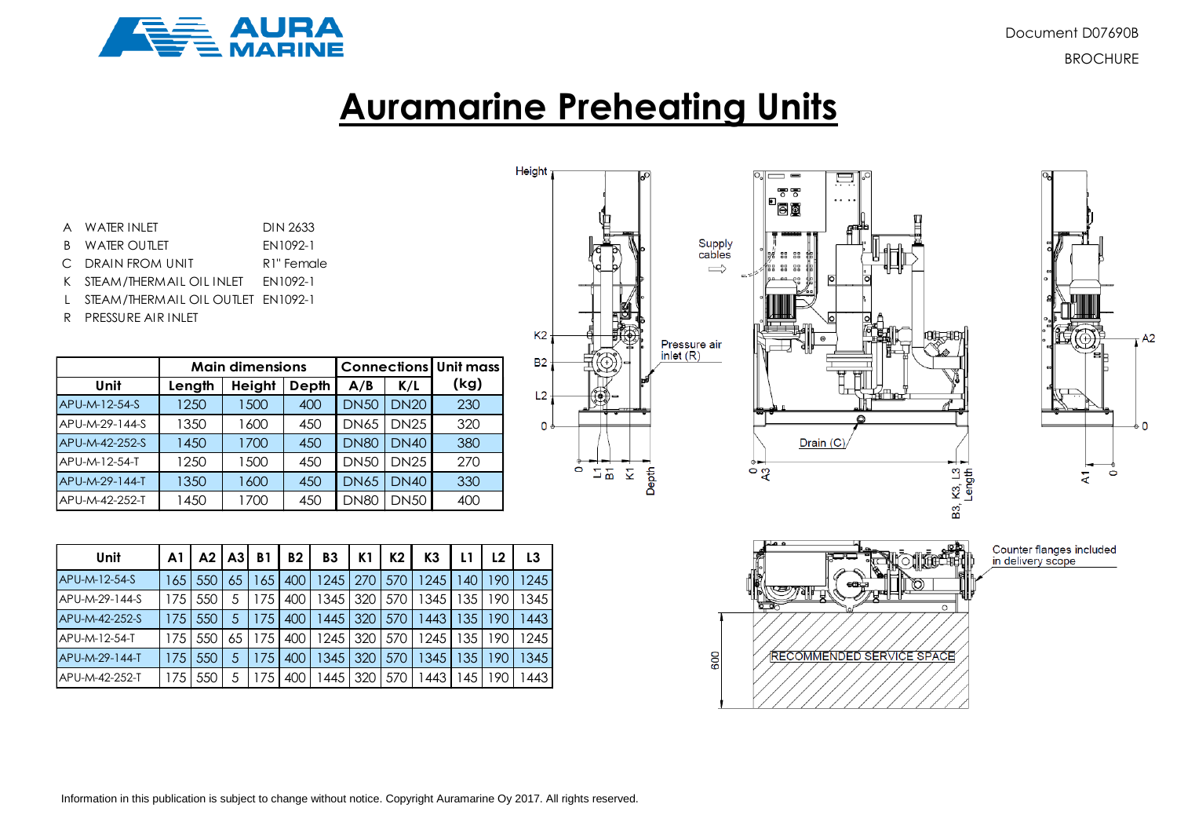# Auramarine Preheating Units

A WATER INLET DIN 2633
B WATER OUTLET EN1092-1
C DRAIN FROM UNIT R1" Female
K STEAM/THERMAIL OIL INLET EN1092-1
L STEAM/THERMAIL OIL OUTLET EN1092-1
R PRESSURE AIR INLET

| | Main dimensions | | | Connections | | Unit mass |
|---|---|---|---|---|---|---|
| Unit | Length | Height | Depth | A/B | K/L | (kg) |
| APU-M-12-54-S | 1250 | 1500 | 400 | DN50 | DN20 | 230 |
| APU-M-29-144-S | 1350 | 1600 | 450 | DN65 | DN25 | 320 |
| APU-M-42-252-S | 1450 | 1700 | 450 | DN80 | DN40 | 380 |
| APU-M-12-54-T | 1250 | 1500 | 450 | DN50 | DN25 | 270 |
| APU-M-29-144-T | 1350 | 1600 | 450 | DN65 | DN40 | 330 |
| APU-M-42-252-T | 1450 | 1700 | 450 | DN80 | DN50 | 400 |

| Unit | A1 | A2 | A3 | B1 | B2 | B3 | K1 | K2 | K3 | L1 | L2 | L3 |
|---|---|---|---|---|---|---|---|---|---|---|---|---|
| APU-M-12-54-S | 165 | 550 | 65 | 165 | 400 | 1245 | 270 | 570 | 1245 | 140 | 190 | 1245 |
| APU-M-29-144-S | 175 | 550 | 5 | 175 | 400 | 1345 | 320 | 570 | 1345 | 135 | 190 | 1345 |
| APU-M-42-252-S | 175 | 550 | 5 | 175 | 400 | 1445 | 320 | 570 | 1443 | 135 | 190 | 1443 |
| APU-M-12-54-T | 175 | 550 | 65 | 175 | 400 | 1245 | 320 | 570 | 1245 | 135 | 190 | 1245 |
| APU-M-29-144-T | 175 | 550 | 5 | 175 | 400 | 1345 | 320 | 570 | 1345 | 135 | 190 | 1345 |
| APU-M-42-252-T | 175 | 550 | 5 | 175 | 400 | 1445 | 320 | 570 | 1443 | 145 | 190 | 1443 |

Height
K2
B2
L2
0
0 L1 B1 K1 Depth
Pressure air inlet (R)
Supply cables
Drain (C)
0 A3
B3, K3, L3 Length
A2
0
A1 0

Counter flanges included in delivery scope

600
RECOMMENDED SERVICE SPACE

Information in this publication is subject to change without notice. Copyright Auramarine Oy 2017. All rights reserved.